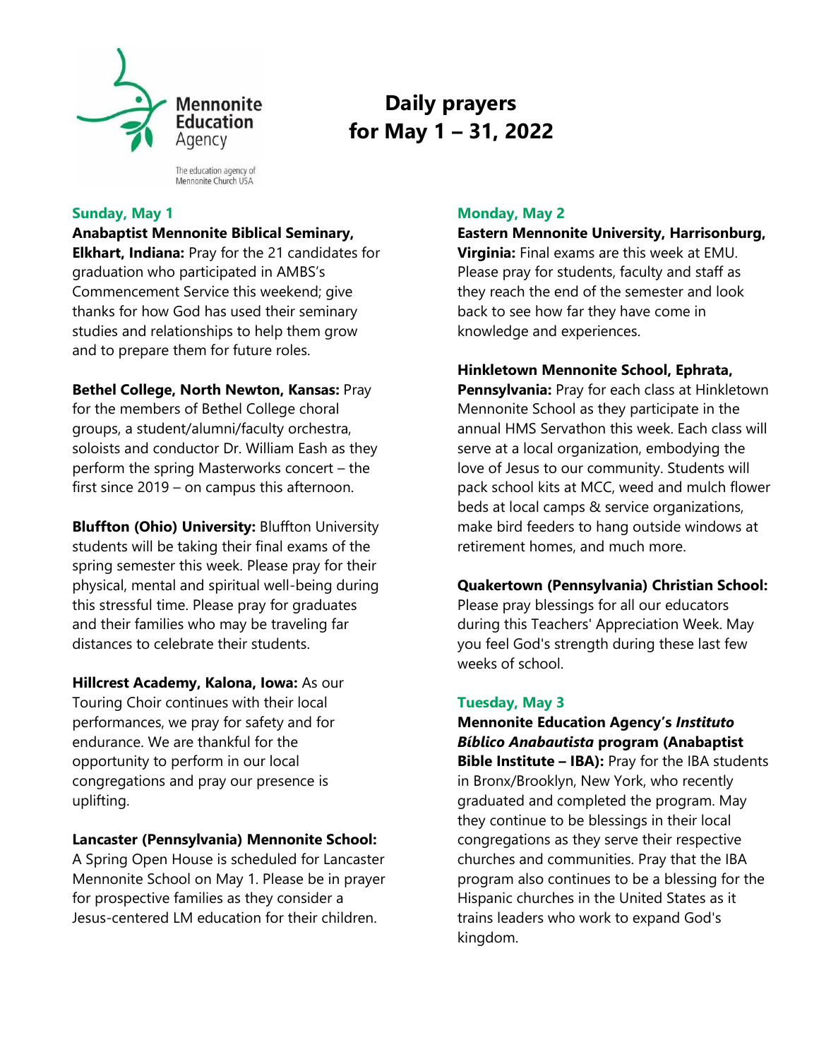Mennonite Education Agency

The education agency of Mennonite Church USA

# Daily prayers for May 1 – 31, 2022

## Sunday, May 1

**Anabaptist Mennonite Biblical Seminary, Elkhart, Indiana:** Pray for the 21 candidates for graduation who participated in AMBS's Commencement Service this weekend; give thanks for how God has used their seminary studies and relationships to help them grow and to prepare them for future roles.

**Bethel College, North Newton, Kansas:** Pray for the members of Bethel College choral groups, a student/alumni/faculty orchestra, soloists and conductor Dr. William Eash as they perform the spring Masterworks concert – the first since 2019 – on campus this afternoon.

**Bluffton (Ohio) University:** Bluffton University students will be taking their final exams of the spring semester this week. Please pray for their physical, mental and spiritual well-being during this stressful time. Please pray for graduates and their families who may be traveling far distances to celebrate their students.

**Hillcrest Academy, Kalona, Iowa:** As our Touring Choir continues with their local performances, we pray for safety and for endurance. We are thankful for the opportunity to perform in our local congregations and pray our presence is uplifting.

**Lancaster (Pennsylvania) Mennonite School:** A Spring Open House is scheduled for Lancaster Mennonite School on May 1. Please be in prayer for prospective families as they consider a Jesus-centered LM education for their children.

## Monday, May 2

**Eastern Mennonite University, Harrisonburg, Virginia:** Final exams are this week at EMU. Please pray for students, faculty and staff as they reach the end of the semester and look back to see how far they have come in knowledge and experiences.

**Hinkletown Mennonite School, Ephrata, Pennsylvania:** Pray for each class at Hinkletown Mennonite School as they participate in the annual HMS Servathon this week. Each class will serve at a local organization, embodying the love of Jesus to our community. Students will pack school kits at MCC, weed and mulch flower beds at local camps & service organizations, make bird feeders to hang outside windows at retirement homes, and much more.

**Quakertown (Pennsylvania) Christian School:** Please pray blessings for all our educators during this Teachers' Appreciation Week. May you feel God's strength during these last few weeks of school.

## Tuesday, May 3

**Mennonite Education Agency's *Instituto Bíblico Anabautista* program (Anabaptist Bible Institute – IBA):** Pray for the IBA students in Bronx/Brooklyn, New York, who recently graduated and completed the program. May they continue to be blessings in their local congregations as they serve their respective churches and communities. Pray that the IBA program also continues to be a blessing for the Hispanic churches in the United States as it trains leaders who work to expand God's kingdom.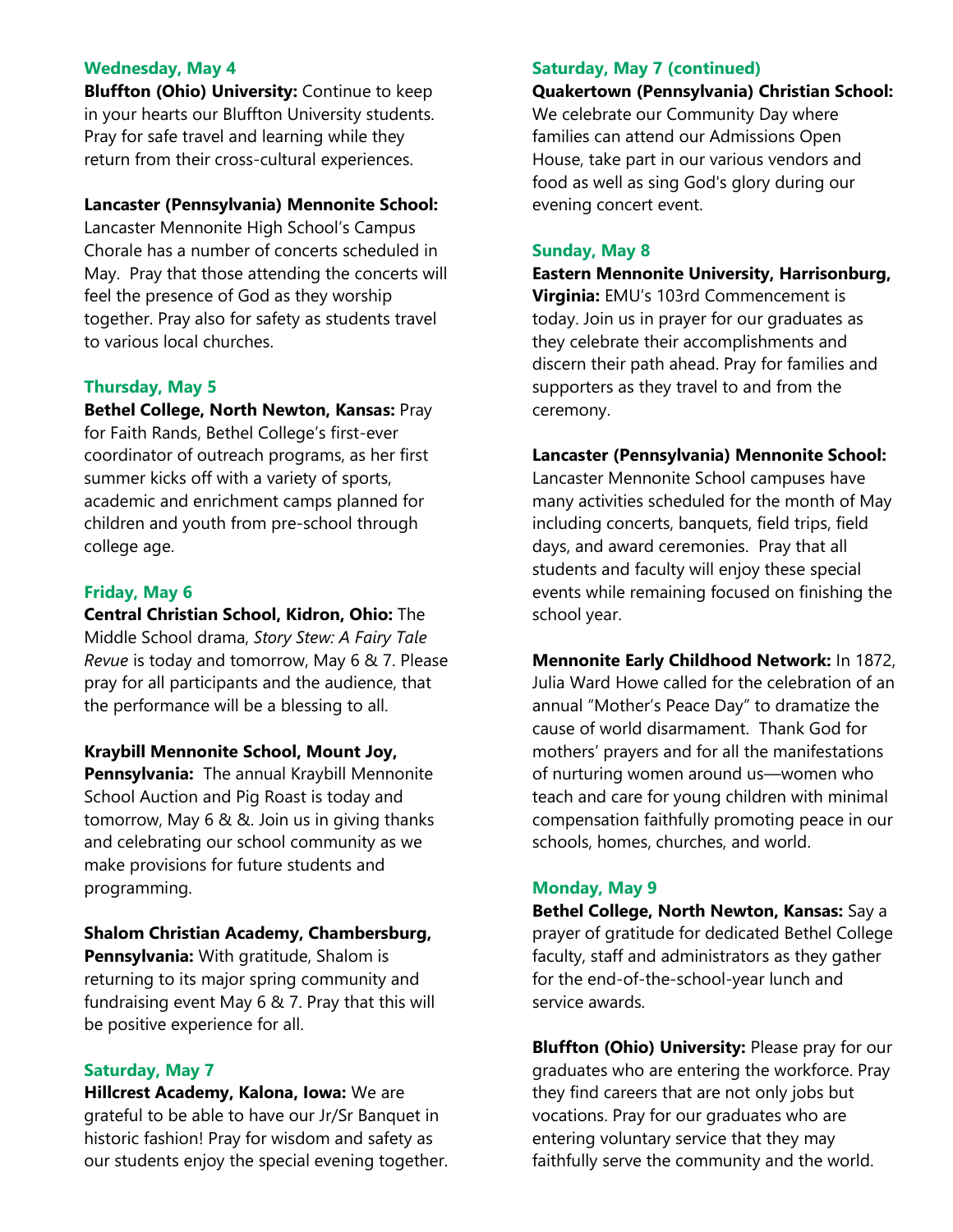### Wednesday, May 4

**Bluffton (Ohio) University:** Continue to keep in your hearts our Bluffton University students. Pray for safe travel and learning while they return from their cross-cultural experiences.

**Lancaster (Pennsylvania) Mennonite School:** Lancaster Mennonite High School's Campus Chorale has a number of concerts scheduled in May. Pray that those attending the concerts will feel the presence of God as they worship together. Pray also for safety as students travel to various local churches.

### Thursday, May 5

**Bethel College, North Newton, Kansas:** Pray for Faith Rands, Bethel College's first-ever coordinator of outreach programs, as her first summer kicks off with a variety of sports, academic and enrichment camps planned for children and youth from pre-school through college age.

### Friday, May 6

**Central Christian School, Kidron, Ohio:** The Middle School drama, *Story Stew: A Fairy Tale Revue* is today and tomorrow, May 6 & 7. Please pray for all participants and the audience, that the performance will be a blessing to all.

**Kraybill Mennonite School, Mount Joy, Pennsylvania:** The annual Kraybill Mennonite School Auction and Pig Roast is today and tomorrow, May 6 & &. Join us in giving thanks and celebrating our school community as we make provisions for future students and programming.

**Shalom Christian Academy, Chambersburg, Pennsylvania:** With gratitude, Shalom is returning to its major spring community and fundraising event May 6 & 7. Pray that this will be positive experience for all.

### Saturday, May 7

**Hillcrest Academy, Kalona, Iowa:** We are grateful to be able to have our Jr/Sr Banquet in historic fashion! Pray for wisdom and safety as our students enjoy the special evening together.

### Saturday, May 7 (continued)

**Quakertown (Pennsylvania) Christian School:** We celebrate our Community Day where families can attend our Admissions Open House, take part in our various vendors and food as well as sing God's glory during our evening concert event.

### Sunday, May 8

**Eastern Mennonite University, Harrisonburg, Virginia:** EMU's 103rd Commencement is today. Join us in prayer for our graduates as they celebrate their accomplishments and discern their path ahead. Pray for families and supporters as they travel to and from the ceremony.

**Lancaster (Pennsylvania) Mennonite School:** Lancaster Mennonite School campuses have many activities scheduled for the month of May including concerts, banquets, field trips, field days, and award ceremonies. Pray that all students and faculty will enjoy these special events while remaining focused on finishing the school year.

**Mennonite Early Childhood Network:** In 1872, Julia Ward Howe called for the celebration of an annual "Mother's Peace Day" to dramatize the cause of world disarmament. Thank God for mothers' prayers and for all the manifestations of nurturing women around us—women who teach and care for young children with minimal compensation faithfully promoting peace in our schools, homes, churches, and world.

### Monday, May 9

**Bethel College, North Newton, Kansas:** Say a prayer of gratitude for dedicated Bethel College faculty, staff and administrators as they gather for the end-of-the-school-year lunch and service awards.

**Bluffton (Ohio) University:** Please pray for our graduates who are entering the workforce. Pray they find careers that are not only jobs but vocations. Pray for our graduates who are entering voluntary service that they may faithfully serve the community and the world.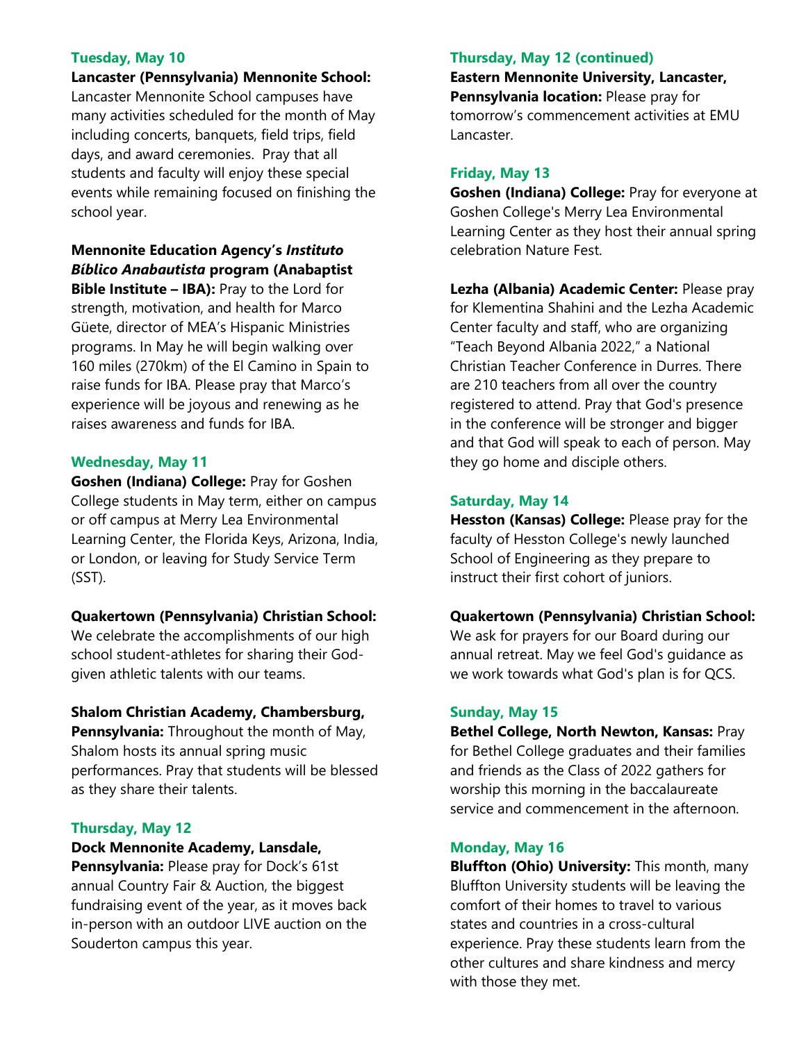### Tuesday, May 10

**Lancaster (Pennsylvania) Mennonite School:** Lancaster Mennonite School campuses have many activities scheduled for the month of May including concerts, banquets, field trips, field days, and award ceremonies. Pray that all students and faculty will enjoy these special events while remaining focused on finishing the school year.

**Mennonite Education Agency's *Instituto Bíblico Anabautista* program (Anabaptist Bible Institute – IBA):** Pray to the Lord for strength, motivation, and health for Marco Güete, director of MEA's Hispanic Ministries programs. In May he will begin walking over 160 miles (270km) of the El Camino in Spain to raise funds for IBA. Please pray that Marco's experience will be joyous and renewing as he raises awareness and funds for IBA.

### Wednesday, May 11

**Goshen (Indiana) College:** Pray for Goshen College students in May term, either on campus or off campus at Merry Lea Environmental Learning Center, the Florida Keys, Arizona, India, or London, or leaving for Study Service Term (SST).

**Quakertown (Pennsylvania) Christian School:** We celebrate the accomplishments of our high school student-athletes for sharing their God-given athletic talents with our teams.

**Shalom Christian Academy, Chambersburg, Pennsylvania:** Throughout the month of May, Shalom hosts its annual spring music performances. Pray that students will be blessed as they share their talents.

### Thursday, May 12

**Dock Mennonite Academy, Lansdale, Pennsylvania:** Please pray for Dock's 61st annual Country Fair & Auction, the biggest fundraising event of the year, as it moves back in-person with an outdoor LIVE auction on the Souderton campus this year.

### Thursday, May 12 (continued)

**Eastern Mennonite University, Lancaster, Pennsylvania location:** Please pray for tomorrow's commencement activities at EMU Lancaster.

### Friday, May 13

**Goshen (Indiana) College:** Pray for everyone at Goshen College's Merry Lea Environmental Learning Center as they host their annual spring celebration Nature Fest.

**Lezha (Albania) Academic Center:** Please pray for Klementina Shahini and the Lezha Academic Center faculty and staff, who are organizing "Teach Beyond Albania 2022," a National Christian Teacher Conference in Durres. There are 210 teachers from all over the country registered to attend. Pray that God's presence in the conference will be stronger and bigger and that God will speak to each of person. May they go home and disciple others.

### Saturday, May 14

**Hesston (Kansas) College:** Please pray for the faculty of Hesston College's newly launched School of Engineering as they prepare to instruct their first cohort of juniors.

**Quakertown (Pennsylvania) Christian School:** We ask for prayers for our Board during our annual retreat. May we feel God's guidance as we work towards what God's plan is for QCS.

### Sunday, May 15

**Bethel College, North Newton, Kansas:** Pray for Bethel College graduates and their families and friends as the Class of 2022 gathers for worship this morning in the baccalaureate service and commencement in the afternoon.

### Monday, May 16

**Bluffton (Ohio) University:** This month, many Bluffton University students will be leaving the comfort of their homes to travel to various states and countries in a cross-cultural experience. Pray these students learn from the other cultures and share kindness and mercy with those they met.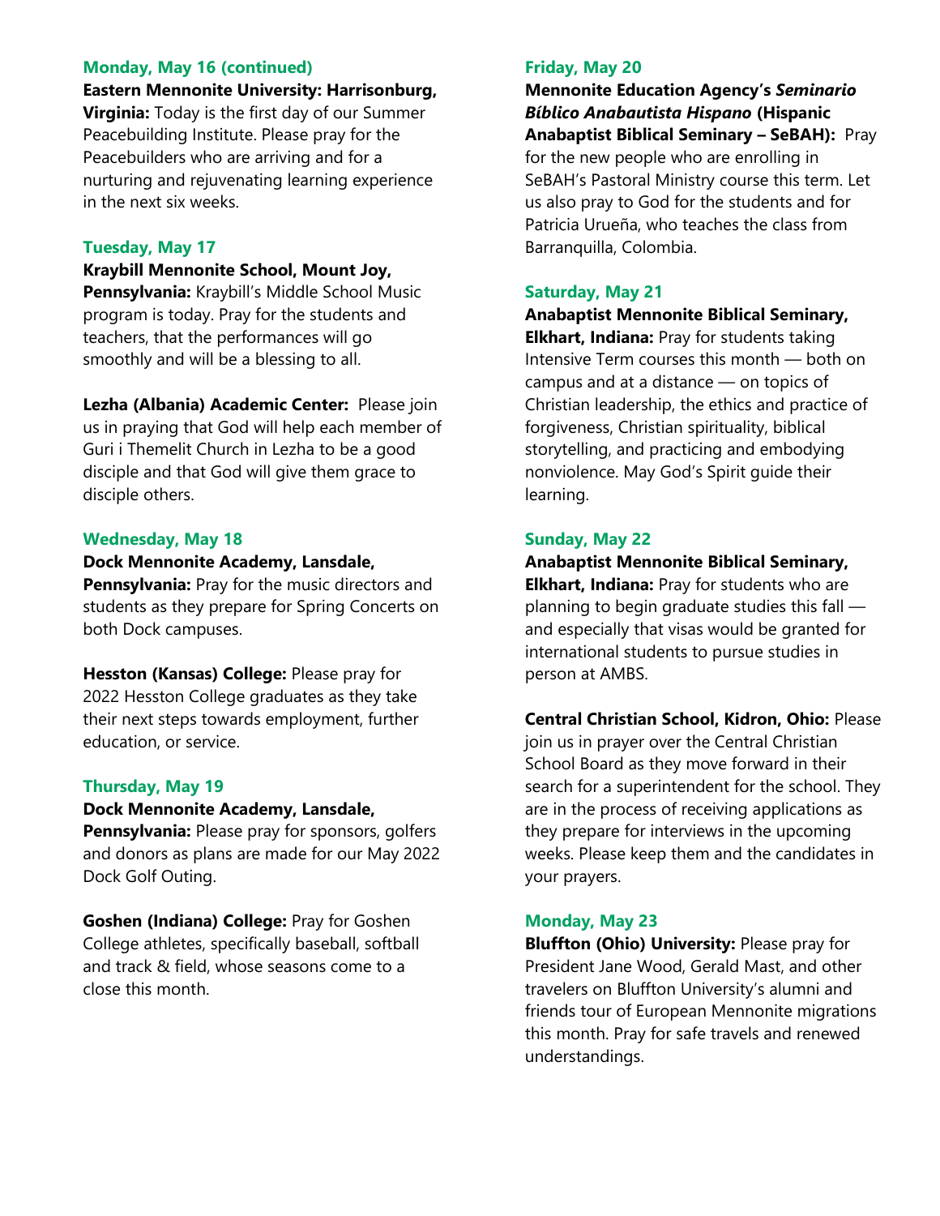#### Monday, May 16 (continued)

**Eastern Mennonite University: Harrisonburg, Virginia:** Today is the first day of our Summer Peacebuilding Institute. Please pray for the Peacebuilders who are arriving and for a nurturing and rejuvenating learning experience in the next six weeks.

#### Tuesday, May 17

**Kraybill Mennonite School, Mount Joy, Pennsylvania:** Kraybill's Middle School Music program is today. Pray for the students and teachers, that the performances will go smoothly and will be a blessing to all.

**Lezha (Albania) Academic Center:** Please join us in praying that God will help each member of Guri i Themelit Church in Lezha to be a good disciple and that God will give them grace to disciple others.

#### Wednesday, May 18

**Dock Mennonite Academy, Lansdale, Pennsylvania:** Pray for the music directors and students as they prepare for Spring Concerts on both Dock campuses.

**Hesston (Kansas) College:** Please pray for 2022 Hesston College graduates as they take their next steps towards employment, further education, or service.

#### Thursday, May 19

**Dock Mennonite Academy, Lansdale, Pennsylvania:** Please pray for sponsors, golfers and donors as plans are made for our May 2022 Dock Golf Outing.

**Goshen (Indiana) College:** Pray for Goshen College athletes, specifically baseball, softball and track & field, whose seasons come to a close this month.

#### Friday, May 20

**Mennonite Education Agency's *Seminario Bíblico Anabautista Hispano* (Hispanic Anabaptist Biblical Seminary – SeBAH):** Pray for the new people who are enrolling in SeBAH's Pastoral Ministry course this term. Let us also pray to God for the students and for Patricia Urueña, who teaches the class from Barranquilla, Colombia.

#### Saturday, May 21

**Anabaptist Mennonite Biblical Seminary, Elkhart, Indiana:** Pray for students taking Intensive Term courses this month — both on campus and at a distance — on topics of Christian leadership, the ethics and practice of forgiveness, Christian spirituality, biblical storytelling, and practicing and embodying nonviolence. May God's Spirit guide their learning.

#### Sunday, May 22

**Anabaptist Mennonite Biblical Seminary, Elkhart, Indiana:** Pray for students who are planning to begin graduate studies this fall — and especially that visas would be granted for international students to pursue studies in person at AMBS.

**Central Christian School, Kidron, Ohio:** Please join us in prayer over the Central Christian School Board as they move forward in their search for a superintendent for the school. They are in the process of receiving applications as they prepare for interviews in the upcoming weeks. Please keep them and the candidates in your prayers.

#### Monday, May 23

**Bluffton (Ohio) University:** Please pray for President Jane Wood, Gerald Mast, and other travelers on Bluffton University's alumni and friends tour of European Mennonite migrations this month. Pray for safe travels and renewed understandings.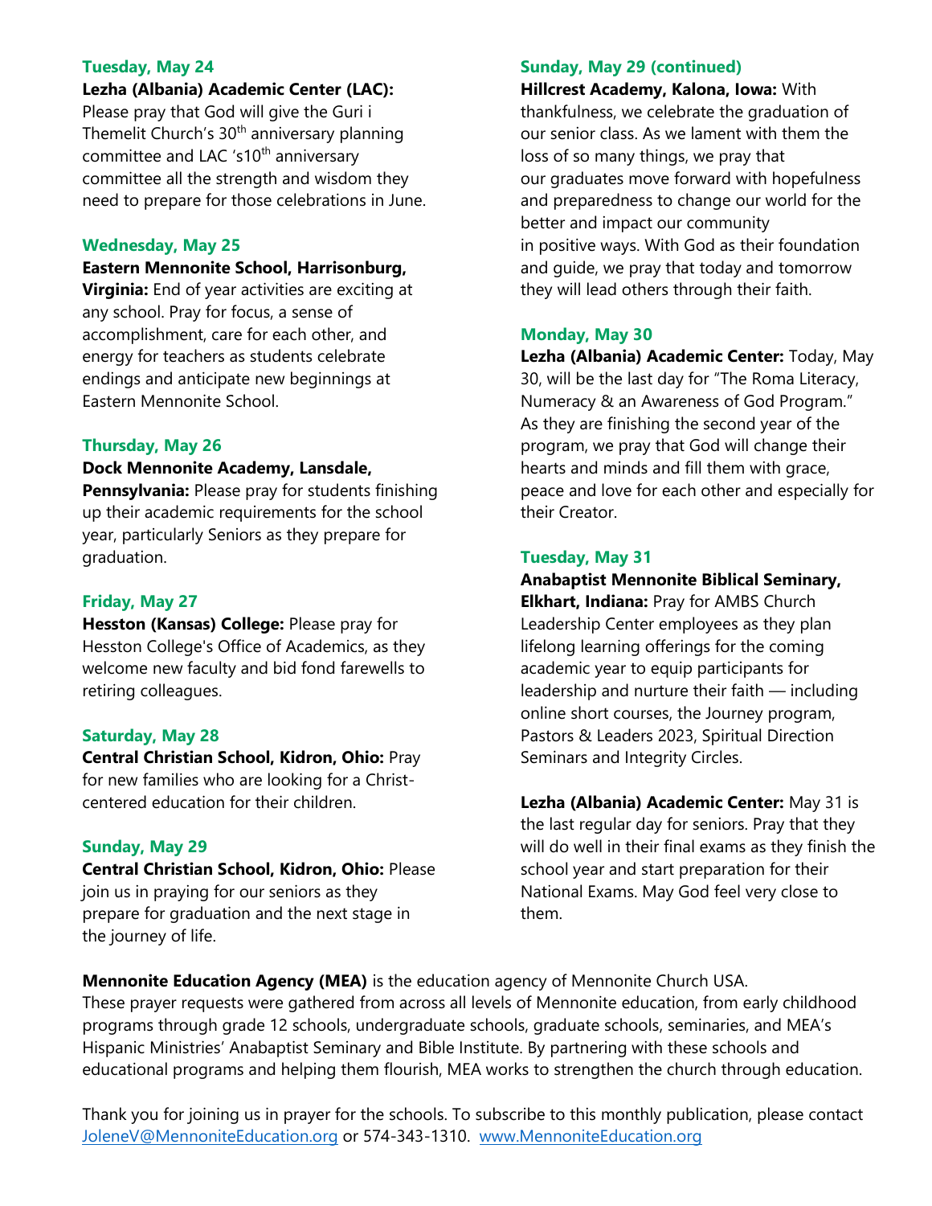**Tuesday, May 24**

**Lezha (Albania) Academic Center (LAC):** Please pray that God will give the Guri i Themelit Church's 30th anniversary planning committee and LAC 's10th anniversary committee all the strength and wisdom they need to prepare for those celebrations in June.

**Wednesday, May 25**

**Eastern Mennonite School, Harrisonburg, Virginia:** End of year activities are exciting at any school. Pray for focus, a sense of accomplishment, care for each other, and energy for teachers as students celebrate endings and anticipate new beginnings at Eastern Mennonite School.

**Thursday, May 26**

**Dock Mennonite Academy, Lansdale, Pennsylvania:** Please pray for students finishing up their academic requirements for the school year, particularly Seniors as they prepare for graduation.

**Friday, May 27**

**Hesston (Kansas) College:** Please pray for Hesston College's Office of Academics, as they welcome new faculty and bid fond farewells to retiring colleagues.

**Saturday, May 28**

**Central Christian School, Kidron, Ohio:** Pray for new families who are looking for a Christ-centered education for their children.

**Sunday, May 29**

**Central Christian School, Kidron, Ohio:** Please join us in praying for our seniors as they prepare for graduation and the next stage in the journey of life.

**Sunday, May 29 (continued)**

**Hillcrest Academy, Kalona, Iowa:** With thankfulness, we celebrate the graduation of our senior class. As we lament with them the loss of so many things, we pray that our graduates move forward with hopefulness and preparedness to change our world for the better and impact our community in positive ways. With God as their foundation and guide, we pray that today and tomorrow they will lead others through their faith.

**Monday, May 30**

**Lezha (Albania) Academic Center:** Today, May 30, will be the last day for "The Roma Literacy, Numeracy & an Awareness of God Program." As they are finishing the second year of the program, we pray that God will change their hearts and minds and fill them with grace, peace and love for each other and especially for their Creator.

**Tuesday, May 31**

**Anabaptist Mennonite Biblical Seminary, Elkhart, Indiana:** Pray for AMBS Church Leadership Center employees as they plan lifelong learning offerings for the coming academic year to equip participants for leadership and nurture their faith — including online short courses, the Journey program, Pastors & Leaders 2023, Spiritual Direction Seminars and Integrity Circles.

**Lezha (Albania) Academic Center:** May 31 is the last regular day for seniors. Pray that they will do well in their final exams as they finish the school year and start preparation for their National Exams. May God feel very close to them.

**Mennonite Education Agency (MEA)** is the education agency of Mennonite Church USA. These prayer requests were gathered from across all levels of Mennonite education, from early childhood programs through grade 12 schools, undergraduate schools, graduate schools, seminaries, and MEA's Hispanic Ministries' Anabaptist Seminary and Bible Institute. By partnering with these schools and educational programs and helping them flourish, MEA works to strengthen the church through education.

Thank you for joining us in prayer for the schools. To subscribe to this monthly publication, please contact JoleneV@MennoniteEducation.org or 574-343-1310. www.MennoniteEducation.org